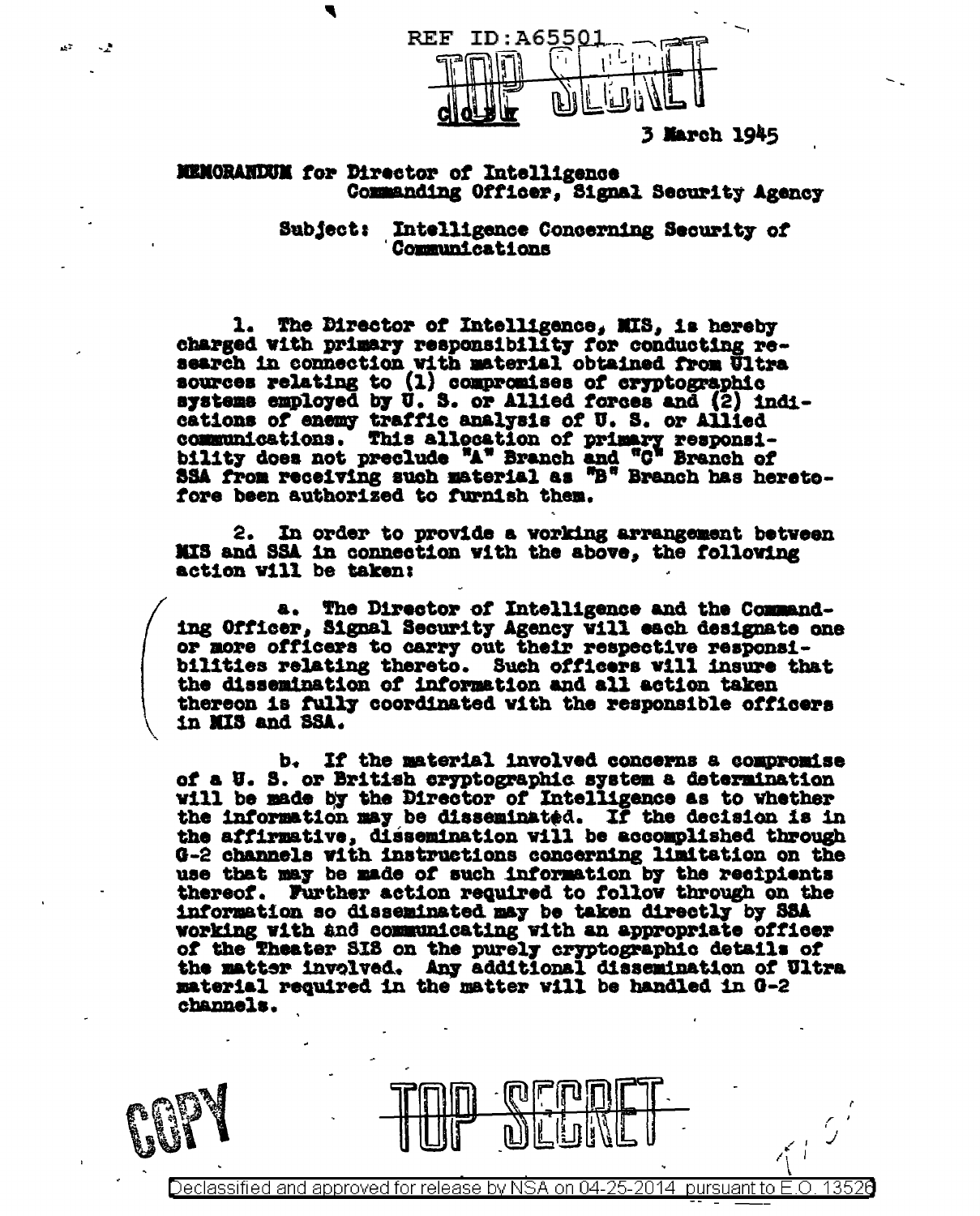REF ID:A65501

TOP SECRET

CLOSE

3 March 1945

MEMORANDUM for Director of Intelligence
Commanding Officer, Signal Security Agency

Subject: Intelligence Concerning Security of Communications

1. The Director of Intelligence, MIS, is hereby charged with primary responsibility for conducting research in connection with material obtained from Ultra sources relating to (1) compromises of cryptographic systems employed by U. S. or Allied forces and (2) indications of enemy traffic analysis of U. S. or Allied communications. This allocation of primary responsibility does not preclude "A" Branch and "C" Branch of SSA from receiving such material as "B" Branch has heretofore been authorized to furnish them.

2. In order to provide a working arrangement between MIS and SSA in connection with the above, the following action will be taken:

a. The Director of Intelligence and the Commanding Officer, Signal Security Agency will each designate one or more officers to carry out their respective responsibilities relating thereto. Such officers will insure that the dissemination of information and all action taken thereon is fully coordinated with the responsible officers in MIS and SSA.

b. If the material involved concerns a compromise of a U. S. or British cryptographic system a determination will be made by the Director of Intelligence as to whether the information may be disseminated. If the decision is in the affirmative, dissemination will be accomplished through G-2 channels with instructions concerning limitation on the use that may be made of such information by the recipients thereof. Further action required to follow through on the information so disseminated may be taken directly by SSA working with and communicating with an appropriate officer of the Theater SIS on the purely cryptographic details of the matter involved. Any additional dissemination of Ultra material required in the matter will be handled in G-2 channels.

COPY

TOP SECRET

Declassified and approved for release by NSA on 04-25-2014 pursuant to E.O. 13526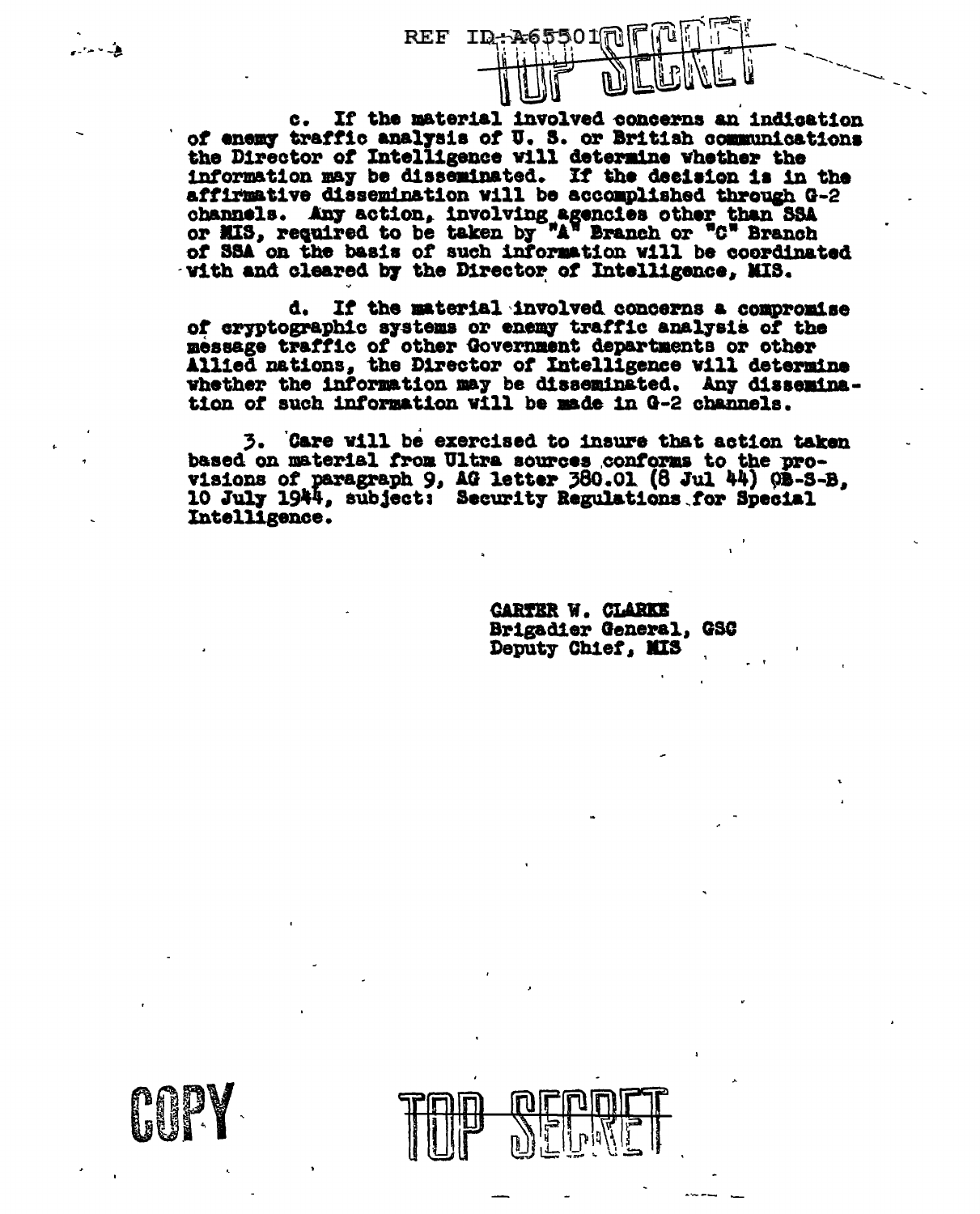REF ID:A65501

TOP SECRET

c. If the material involved concerns an indication of enemy traffic analysis of U. S. or British communications the Director of Intelligence will determine whether the information may be disseminated. If the decision is in the affirmative dissemination will be accomplished through G-2 channels. Any action, involving agencies other than SSA or MIS, required to be taken by "A" Branch or "C" Branch of SSA on the basis of such information will be coordinated with and cleared by the Director of Intelligence, MIS.

d. If the material involved concerns a compromise of cryptographic systems or enemy traffic analysis of the message traffic of other Government departments or other Allied nations, the Director of Intelligence will determine whether the information may be disseminated. Any dissemination of such information will be made in G-2 channels.

3. Care will be exercised to insure that action taken based on material from Ultra sources conforms to the provisions of paragraph 9, AG letter 380.01 (8 Jul 44) OB-S-B, 10 July 1944, subject: Security Regulations for Special Intelligence.

CARTER W. CLARKE
Brigadier General, GSC
Deputy Chief, MIS

COPY

TOP SECRET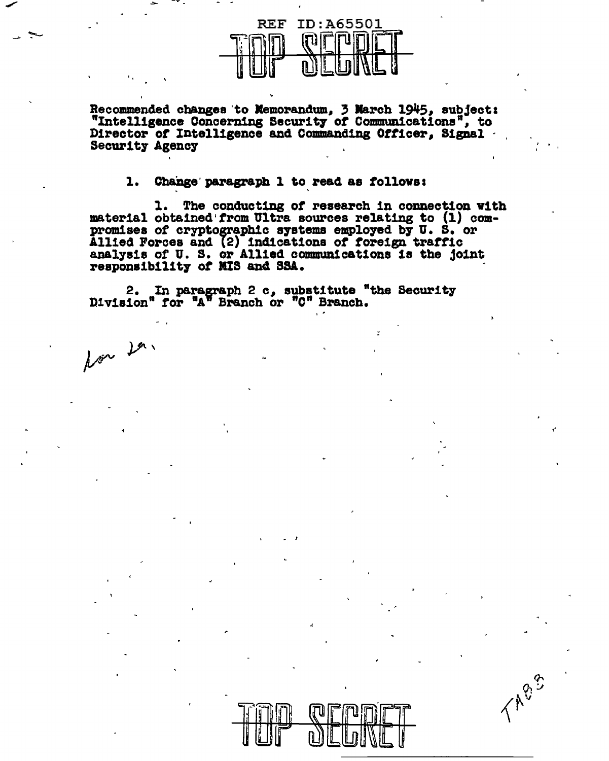REF ID:A65501

TOP SECRET

Recommended changes to Memorandum, 3 March 1945, subject: "Intelligence Concerning Security of Communications", to Director of Intelligence and Commanding Officer, Signal Security Agency

1. Change paragraph 1 to read as follows:

   1. The conducting of research in connection with material obtained from Ultra sources relating to (1) compromises of cryptographic systems employed by U. S. or Allied Forces and (2) indications of foreign traffic analysis of U. S. or Allied communications is the joint responsibility of MIS and SSA.

2. In paragraph 2 c, substitute "the Security Division" for "A" Branch or "C" Branch.

TOP SECRET

TAB B